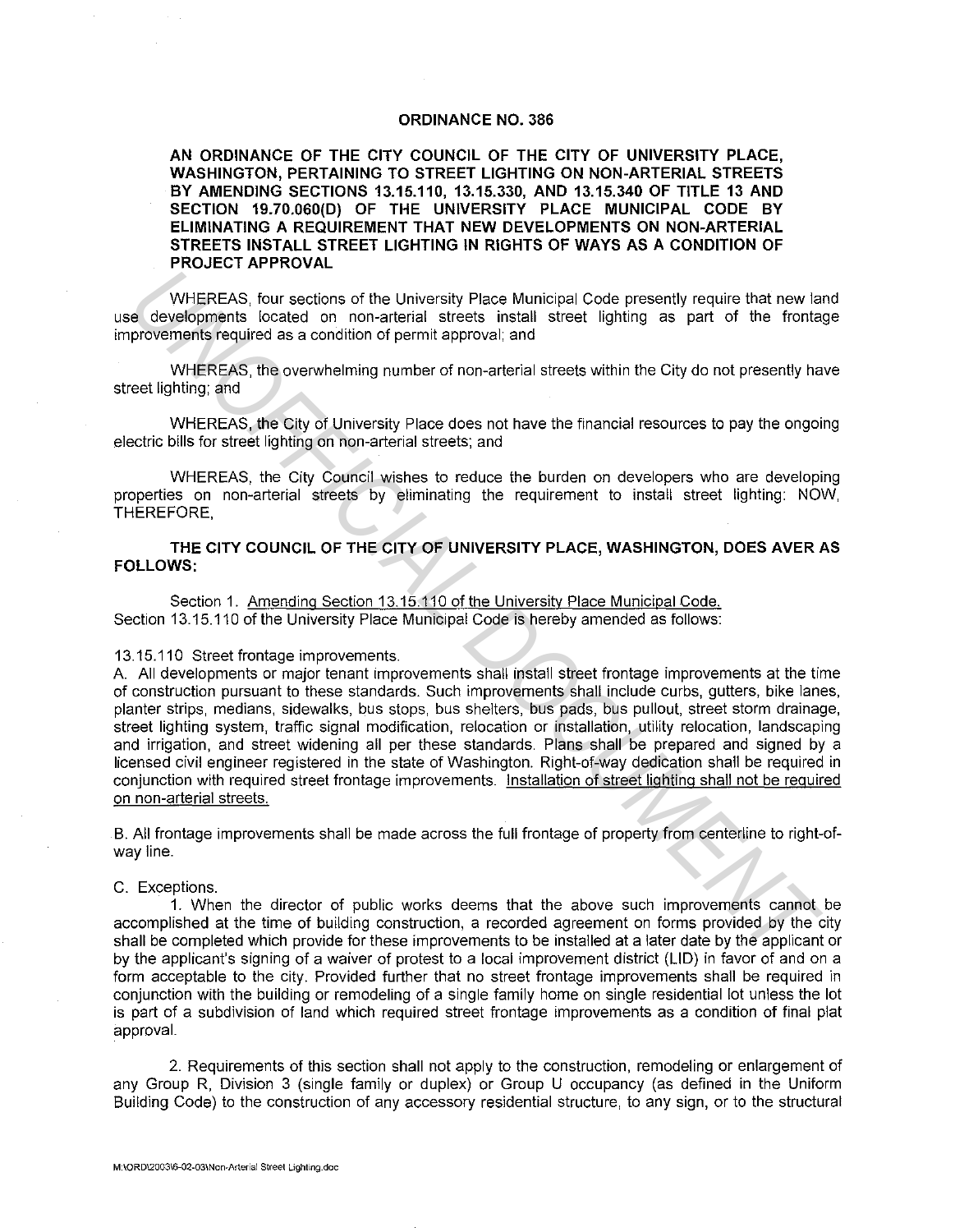# ORDINANCE NO. 386

**AN ORDINANCE OF THE CITY COUNCIL OF THE CITY OF UNIVERSITY PLACE, WASHINGTON, PERTAINING TO STREET LIGHTING ON NON-ARTERIAL STREETS BY AMENDING SECTIONS 13.15.110, 13.15.330, AND 13.15.340 OF TITLE 13 AND SECTION 19.70.060(D) OF THE UNIVERSITY PLACE MUNICIPAL CODE BY ELIMINATING A REQUIREMENT THAT NEW DEVELOPMENTS ON NON-ARTERIAL STREETS INSTALL STREET LIGHTING IN RIGHTS OF WAYS AS A CONDITION OF PROJECT APPROVAL**

WHEREAS, four sections of the University Place Municipal Code presently require that new land use developments located on non-arterial streets install street lighting as part of the frontage improvements required as a condition of permit approval; and

WHEREAS, the overwhelming number of non-arterial streets within the City do not presently have street lighting; and

WHEREAS, the City of University Place does not have the financial resources to pay the ongoing electric bills for street lighting on non-arterial streets; and

WHEREAS, the City Council wishes to reduce the burden on developers who are developing properties on non-arterial streets by eliminating the requirement to install street lighting: NOW, THEREFORE,

**THE CITY COUNCIL OF THE CITY OF UNIVERSITY PLACE, WASHINGTON, DOES AVER AS FOLLOWS:**

Section 1. Amending Section 13.15.110 of the University Place Municipal Code. Section 13.15.110 of the University Place Municipal Code is hereby amended as follows:

13.15.110 Street frontage improvements.

A. All developments or major tenant improvements shall install street frontage improvements at the time of construction pursuant to these standards. Such improvements shall include curbs, gutters, bike lanes, planter strips, medians, sidewalks, bus stops, bus shelters, bus pads, bus pullout, street storm drainage, street lighting system, traffic signal modification, relocation or installation, utility relocation, landscaping and irrigation, and street widening all per these standards. Plans shall be prepared and signed by a licensed civil engineer registered in the state of Washington. Right-of-way dedication shall be required in conjunction with required street frontage improvements. Installation of street lighting shall not be required on non-arterial streets.

B. All frontage improvements shall be made across the full frontage of property from centerline to right-of-way line.

C. Exceptions.

1. When the director of public works deems that the above such improvements cannot be accomplished at the time of building construction, a recorded agreement on forms provided by the city shall be completed which provide for these improvements to be installed at a later date by the applicant or by the applicant's signing of a waiver of protest to a local improvement district (LID) in favor of and on a form acceptable to the city. Provided further that no street frontage improvements shall be required in conjunction with the building or remodeling of a single family home on single residential lot unless the lot is part of a subdivision of land which required street frontage improvements as a condition of final plat approval.

2. Requirements of this section shall not apply to the construction, remodeling or enlargement of any Group R, Division 3 (single family or duplex) or Group U occupancy (as defined in the Uniform Building Code) to the construction of any accessory residential structure, to any sign, or to the structural

M:\ORD\2003\6-02-03\Non-Arterial Street Lighting.doc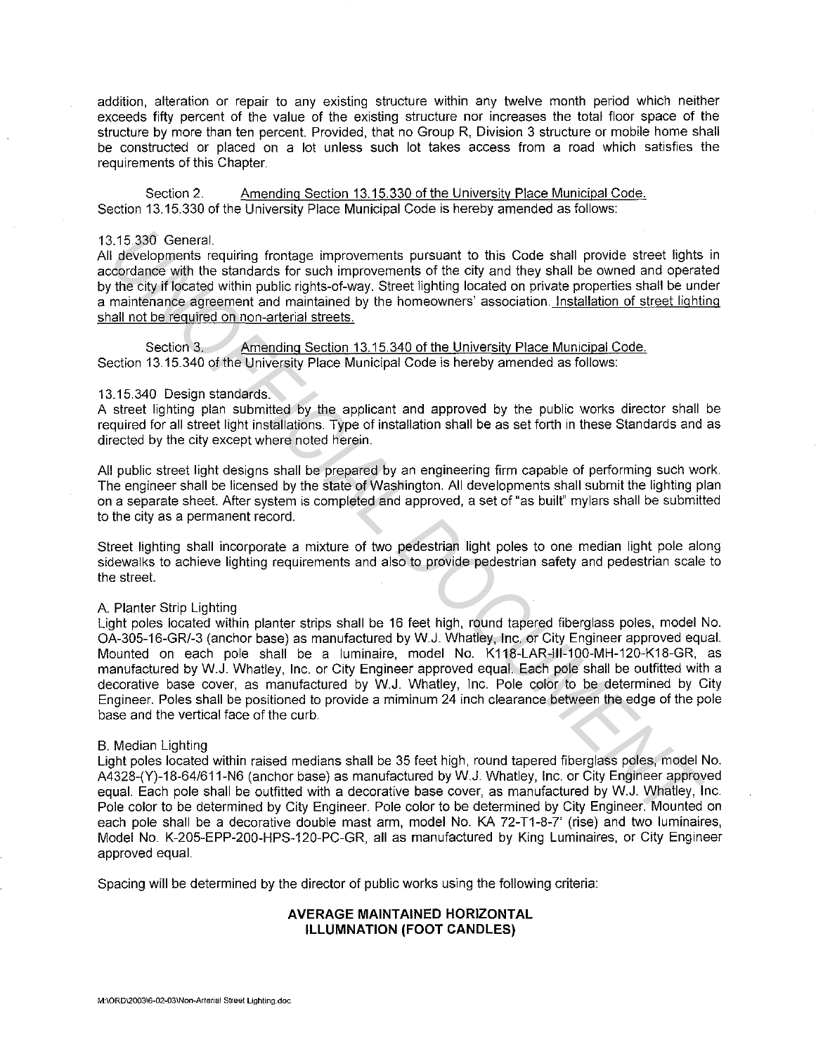addition, alteration or repair to any existing structure within any twelve month period which neither exceeds fifty percent of the value of the existing structure nor increases the total floor space of the structure by more than ten percent. Provided, that no Group R, Division 3 structure or mobile home shall be constructed or placed on a lot unless such lot takes access from a road which satisfies the requirements of this Chapter.

Section 2. Amending Section 13.15.330 of the University Place Municipal Code.
Section 13.15.330 of the University Place Municipal Code is hereby amended as follows:

13.15.330 General.
All developments requiring frontage improvements pursuant to this Code shall provide street lights in accordance with the standards for such improvements of the city and they shall be owned and operated by the city if located within public rights-of-way. Street lighting located on private properties shall be under a maintenance agreement and maintained by the homeowners' association. Installation of street lighting shall not be required on non-arterial streets.

Section 3. Amending Section 13.15.340 of the University Place Municipal Code.
Section 13.15.340 of the University Place Municipal Code is hereby amended as follows:

13.15.340 Design standards.
A street lighting plan submitted by the applicant and approved by the public works director shall be required for all street light installations. Type of installation shall be as set forth in these Standards and as directed by the city except where noted herein.

All public street light designs shall be prepared by an engineering firm capable of performing such work. The engineer shall be licensed by the state of Washington. All developments shall submit the lighting plan on a separate sheet. After system is completed and approved, a set of "as built" mylars shall be submitted to the city as a permanent record.

Street lighting shall incorporate a mixture of two pedestrian light poles to one median light pole along sidewalks to achieve lighting requirements and also to provide pedestrian safety and pedestrian scale to the street.

A. Planter Strip Lighting
Light poles located within planter strips shall be 16 feet high, round tapered fiberglass poles, model No. OA-305-16-GR/-3 (anchor base) as manufactured by W.J. Whatley, Inc. or City Engineer approved equal. Mounted on each pole shall be a luminaire, model No. K118-LAR-III-100-MH-120-K18-GR, as manufactured by W.J. Whatley, Inc. or City Engineer approved equal. Each pole shall be outfitted with a decorative base cover, as manufactured by W.J. Whatley, Inc. Pole color to be determined by City Engineer. Poles shall be positioned to provide a miminum 24 inch clearance between the edge of the pole base and the vertical face of the curb.

B. Median Lighting
Light poles located within raised medians shall be 35 feet high, round tapered fiberglass poles, model No. A4328-(Y)-18-64/611-N6 (anchor base) as manufactured by W.J. Whatley, Inc. or City Engineer approved equal. Each pole shall be outfitted with a decorative base cover, as manufactured by W.J. Whatley, Inc. Pole color to be determined by City Engineer. Pole color to be determined by City Engineer. Mounted on each pole shall be a decorative double mast arm, model No. KA 72-T1-8-7' (rise) and two luminaires, Model No. K-205-EPP-200-HPS-120-PC-GR, all as manufactured by King Luminaires, or City Engineer approved equal.

Spacing will be determined by the director of public works using the following criteria:

**AVERAGE MAINTAINED HORIZONTAL ILLUMNATION (FOOT CANDLES)**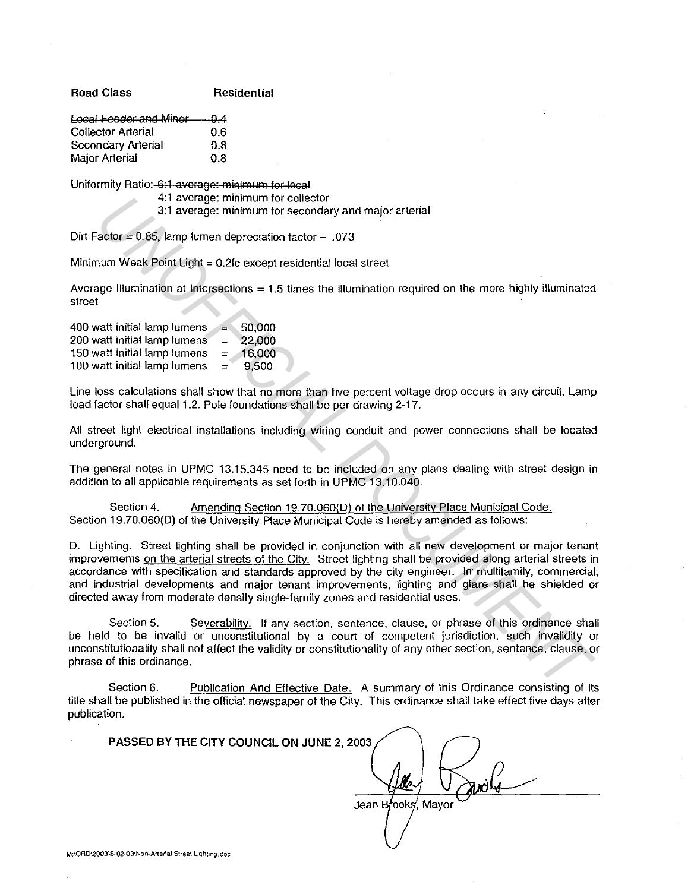| Road Class | Residential |
|---|---|
| ~~Local Feeder and Minor~~ | ~~0.4~~ |
| Collector Arterial | 0.6 |
| Secondary Arterial | 0.8 |
| Major Arterial | 0.8 |

Uniformity Ratio: ~~6:1 average: minimum for local~~
4:1 average: minimum for collector
3:1 average: minimum for secondary and major arterial

Dirt Factor = 0.85, lamp lumen depreciation factor – .073

Minimum Weak Point Light = 0.2fc except residential local street

Average Illumination at Intersections = 1.5 times the illumination required on the more highly illuminated street

400 watt initial lamp lumens = 50,000
200 watt initial lamp lumens = 22,000
150 watt initial lamp lumens = 16,000
100 watt initial lamp lumens = 9,500

Line loss calculations shall show that no more than five percent voltage drop occurs in any circuit. Lamp load factor shall equal 1.2. Pole foundations shall be per drawing 2-17.

All street light electrical installations including wiring conduit and power connections shall be located underground.

The general notes in UPMC 13.15.345 need to be included on any plans dealing with street design in addition to all applicable requirements as set forth in UPMC 13.10.040.

Section 4. Amending Section 19.70.060(D) of the University Place Municipal Code. Section 19.70.060(D) of the University Place Municipal Code is hereby amended as follows:

D. Lighting. Street lighting shall be provided in conjunction with all new development or major tenant improvements on the arterial streets of the City. Street lighting shall be provided along arterial streets in accordance with specification and standards approved by the city engineer. In multifamily, commercial, and industrial developments and major tenant improvements, lighting and glare shall be shielded or directed away from moderate density single-family zones and residential uses.

Section 5. Severability. If any section, sentence, clause, or phrase of this ordinance shall be held to be invalid or unconstitutional by a court of competent jurisdiction, such invalidity or unconstitutionality shall not affect the validity or constitutionality of any other section, sentence, clause, or phrase of this ordinance.

Section 6. Publication And Effective Date. A summary of this Ordinance consisting of its title shall be published in the official newspaper of the City. This ordinance shall take effect five days after publication.

**PASSED BY THE CITY COUNCIL ON JUNE 2, 2003**

Jean Brooks, Mayor

M:\ORD\2003\6-02-03\Non-Arterial Street Lighting.doc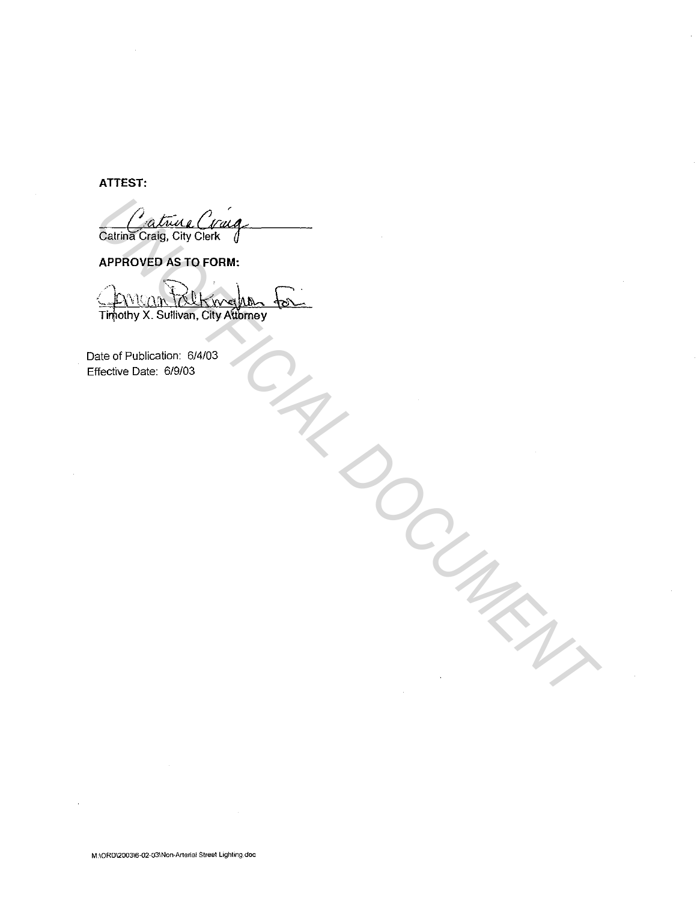**ATTEST:**

Catrina Craig, City Clerk

**APPROVED AS TO FORM:**

Timothy X. Sullivan, City Attorney

Date of Publication: 6/4/03
Effective Date: 6/9/03

M:\ORD\2003\6-02-03\Non-Arterial Street Lighting.doc